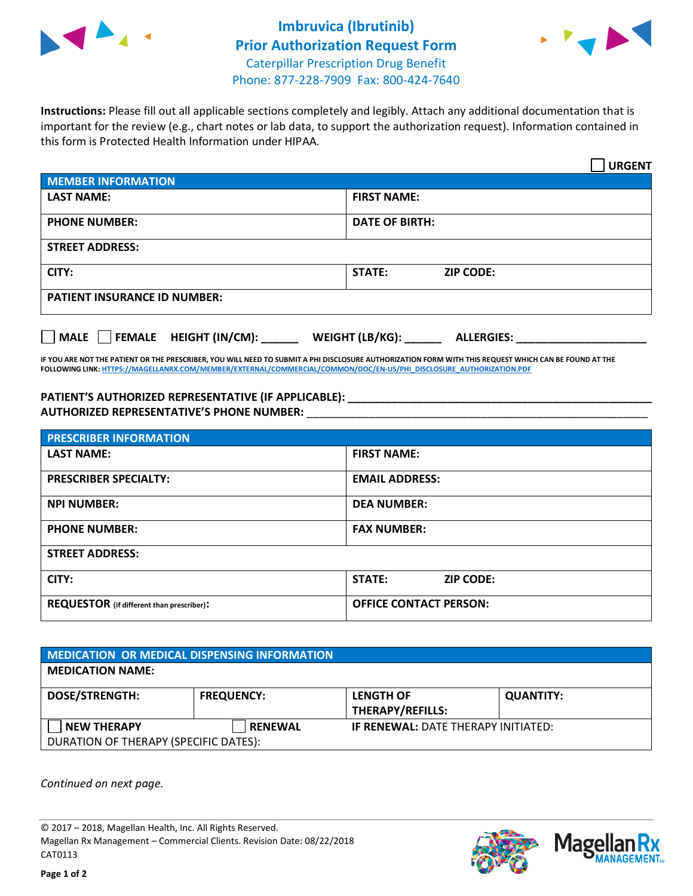# Imbruvica (Ibrutinib) Prior Authorization Request Form

Caterpillar Prescription Drug Benefit
Phone: 877-228-7909 Fax: 800-424-7640

**Instructions:** Please fill out all applicable sections completely and legibly. Attach any additional documentation that is important for the review (e.g., chart notes or lab data, to support the authorization request). Information contained in this form is Protected Health Information under HIPAA.

☐ **URGENT**

| MEMBER INFORMATION | |
|---|---|
| **LAST NAME:** | **FIRST NAME:** |
| **PHONE NUMBER:** | **DATE OF BIRTH:** |
| **STREET ADDRESS:** | |
| **CITY:** | **STATE:** **ZIP CODE:** |
| **PATIENT INSURANCE ID NUMBER:** | |

☐ **MALE** ☐ **FEMALE** **HEIGHT (IN/CM):** ______ **WEIGHT (LB/KG):** ______ **ALLERGIES:** ____________________

**IF YOU ARE NOT THE PATIENT OR THE PRESCRIBER, YOU WILL NEED TO SUBMIT A PHI DISCLOSURE AUTHORIZATION FORM WITH THIS REQUEST WHICH CAN BE FOUND AT THE FOLLOWING LINK:** HTTPS://MAGELLANRX.COM/MEMBER/EXTERNAL/COMMERCIAL/COMMON/DOC/EN-US/PHI_DISCLOSURE_AUTHORIZATION.PDF

**PATIENT'S AUTHORIZED REPRESENTATIVE (IF APPLICABLE):** ____________________________________________
**AUTHORIZED REPRESENTATIVE'S PHONE NUMBER:** ____________________________________________

| PRESCRIBER INFORMATION | |
|---|---|
| **LAST NAME:** | **FIRST NAME:** |
| **PRESCRIBER SPECIALTY:** | **EMAIL ADDRESS:** |
| **NPI NUMBER:** | **DEA NUMBER:** |
| **PHONE NUMBER:** | **FAX NUMBER:** |
| **STREET ADDRESS:** | |
| **CITY:** | **STATE:** **ZIP CODE:** |
| **REQUESTOR** (if different than prescriber): | **OFFICE CONTACT PERSON:** |

| MEDICATION OR MEDICAL DISPENSING INFORMATION | | | |
|---|---|---|---|
| **MEDICATION NAME:** | | | |
| **DOSE/STRENGTH:** | **FREQUENCY:** | **LENGTH OF THERAPY/REFILLS:** | **QUANTITY:** |
| ☐ **NEW THERAPY** | ☐ **RENEWAL** | **IF RENEWAL:** DATE THERAPY INITIATED: | |
| DURATION OF THERAPY (SPECIFIC DATES): | | | |

*Continued on next page.*

© 2017 – 2018, Magellan Health, Inc. All Rights Reserved.
Magellan Rx Management – Commercial Clients. Revision Date: 08/22/2018
CAT0113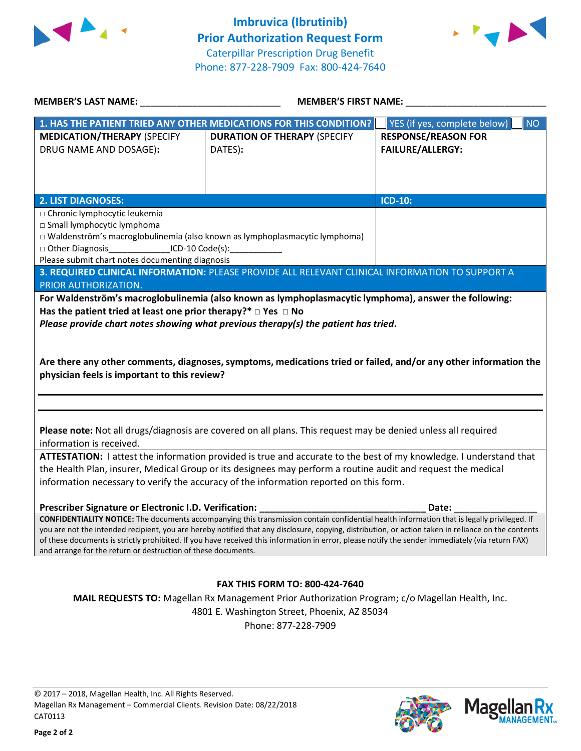# Imbruvica (Ibrutinib) Prior Authorization Request Form

Caterpillar Prescription Drug Benefit
Phone: 877-228-7909 Fax: 800-424-7640

**MEMBER'S LAST NAME:** ___________________________ **MEMBER'S FIRST NAME:** ___________________________

**1. HAS THE PATIENT TRIED ANY OTHER MEDICATIONS FOR THIS CONDITION?** ☐ YES (if yes, complete below) ☐ NO

| **MEDICATION/THERAPY** (SPECIFY DRUG NAME AND DOSAGE): | **DURATION OF THERAPY** (SPECIFY DATES): | **RESPONSE/REASON FOR FAILURE/ALLERGY:** |
|---|---|---|
| | | |

| **2. LIST DIAGNOSES:** | **ICD-10:** |
|---|---|
| □ Chronic lymphocytic leukemia<br>□ Small lymphocytic lymphoma<br>□ Waldenström's macroglobulinemia (also known as lymphoplasmacytic lymphoma)<br>□ Other Diagnosis_____________ICD-10 Code(s):___________<br>Please submit chart notes documenting diagnosis | |

**3. REQUIRED CLINICAL INFORMATION:** PLEASE PROVIDE ALL RELEVANT CLINICAL INFORMATION TO SUPPORT A PRIOR AUTHORIZATION.

**For Waldenström's macroglobulinemia (also known as lymphoplasmacytic lymphoma), answer the following:**
**Has the patient tried at least one prior therapy?*** □ **Yes** □ **No**
***Please provide chart notes showing what previous therapy(s) the patient has tried.***

**Are there any other comments, diagnoses, symptoms, medications tried or failed, and/or any other information the physician feels is important to this review?**

___________________________________________________________________________

___________________________________________________________________________

**Please note:** Not all drugs/diagnosis are covered on all plans. This request may be denied unless all required information is received.

**ATTESTATION:** I attest the information provided is true and accurate to the best of my knowledge. I understand that the Health Plan, insurer, Medical Group or its designees may perform a routine audit and request the medical information necessary to verify the accuracy of the information reported on this form.

**Prescriber Signature or Electronic I.D. Verification:** ________________________________ **Date:** ________________

**CONFIDENTIALITY NOTICE:** The documents accompanying this transmission contain confidential health information that is legally privileged. If you are not the intended recipient, you are hereby notified that any disclosure, copying, distribution, or action taken in reliance on the contents of these documents is strictly prohibited. If you have received this information in error, please notify the sender immediately (via return FAX) and arrange for the return or destruction of these documents.

**FAX THIS FORM TO: 800-424-7640**

**MAIL REQUESTS TO:** Magellan Rx Management Prior Authorization Program; c/o Magellan Health, Inc.
4801 E. Washington Street, Phoenix, AZ 85034
Phone: 877-228-7909

© 2017 – 2018, Magellan Health, Inc. All Rights Reserved.
Magellan Rx Management – Commercial Clients. Revision Date: 08/22/2018
CAT0113